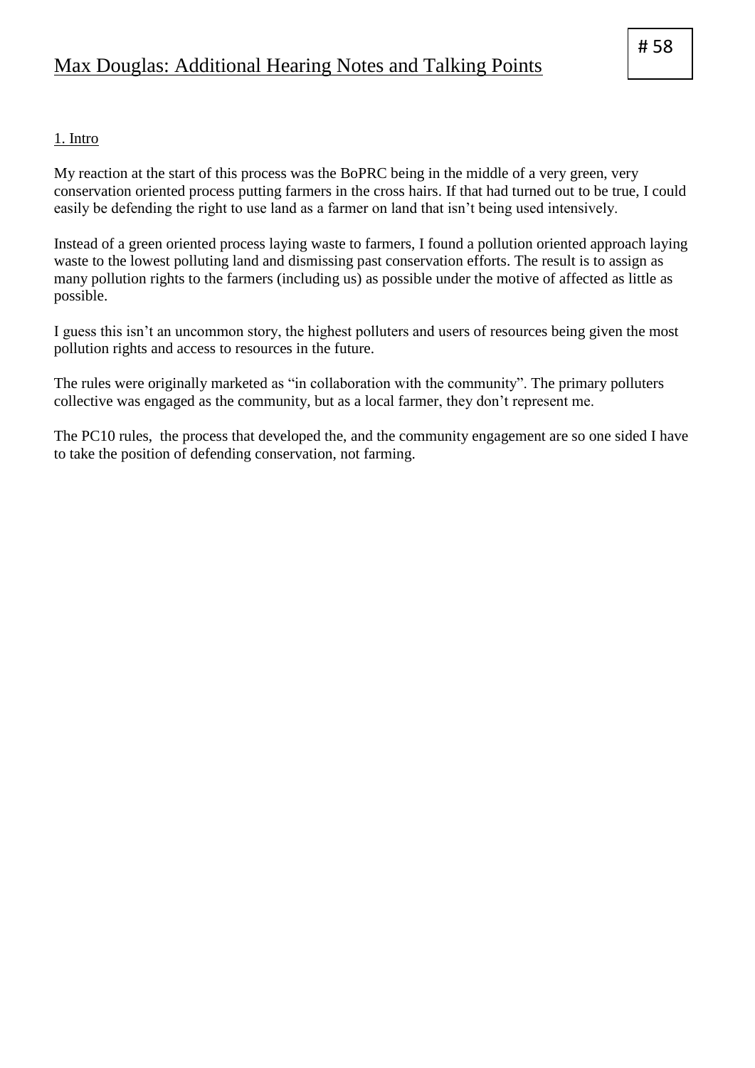# 58

# Max Douglas: Additional Hearing Notes and Talking Points

## 1. Intro

My reaction at the start of this process was the BoPRC being in the middle of a very green, very conservation oriented process putting farmers in the cross hairs. If that had turned out to be true, I could easily be defending the right to use land as a farmer on land that isn't being used intensively.

Instead of a green oriented process laying waste to farmers, I found a pollution oriented approach laying waste to the lowest polluting land and dismissing past conservation efforts. The result is to assign as many pollution rights to the farmers (including us) as possible under the motive of affected as little as possible.

I guess this isn't an uncommon story, the highest polluters and users of resources being given the most pollution rights and access to resources in the future.

The rules were originally marketed as "in collaboration with the community". The primary polluters collective was engaged as the community, but as a local farmer, they don't represent me.

The PC10 rules, the process that developed the, and the community engagement are so one sided I have to take the position of defending conservation, not farming.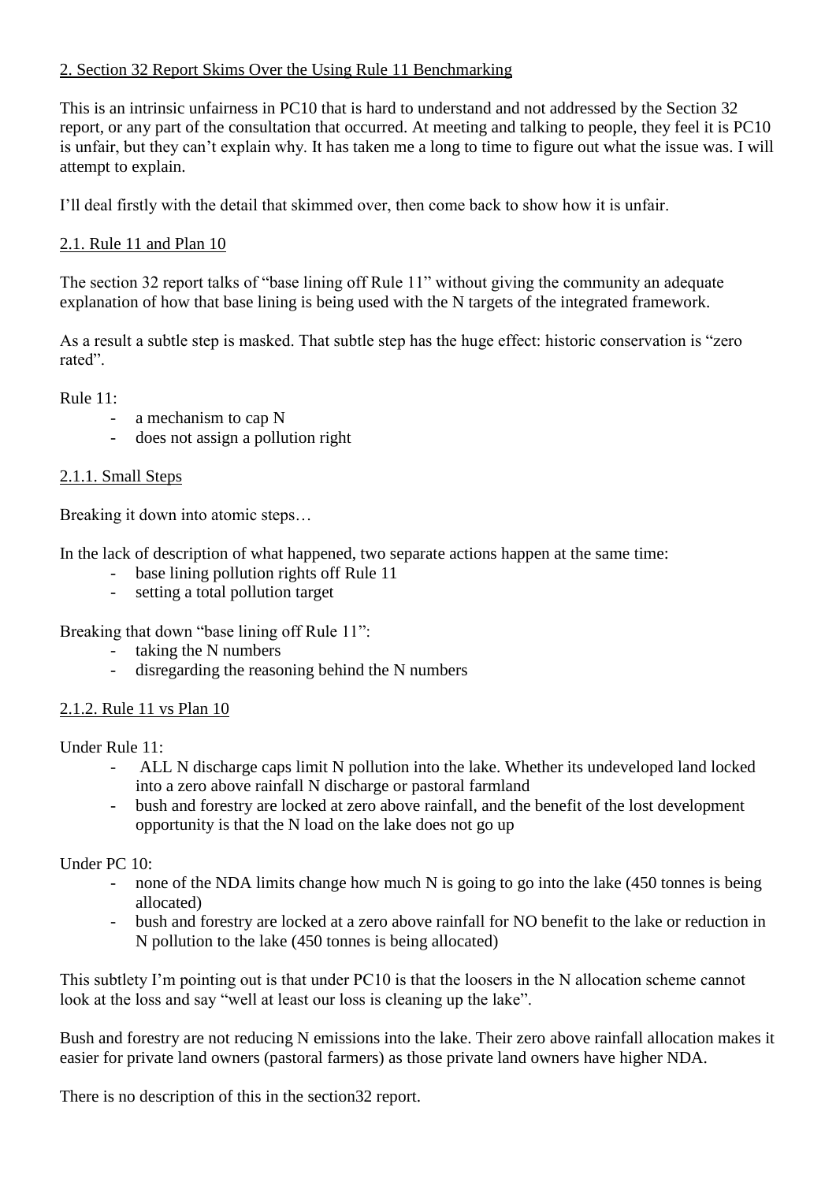## 2. Section 32 Report Skims Over the Using Rule 11 Benchmarking

This is an intrinsic unfairness in PC10 that is hard to understand and not addressed by the Section 32 report, or any part of the consultation that occurred. At meeting and talking to people, they feel it is PC10 is unfair, but they can't explain why. It has taken me a long to time to figure out what the issue was. I will attempt to explain.

I'll deal firstly with the detail that skimmed over, then come back to show how it is unfair.

### 2.1. Rule 11 and Plan 10

The section 32 report talks of "base lining off Rule 11" without giving the community an adequate explanation of how that base lining is being used with the N targets of the integrated framework.

As a result a subtle step is masked. That subtle step has the huge effect: historic conservation is "zero rated".

Rule 11:

- a mechanism to cap N
- does not assign a pollution right

#### 2.1.1. Small Steps

Breaking it down into atomic steps…

In the lack of description of what happened, two separate actions happen at the same time:

- base lining pollution rights off Rule 11
- setting a total pollution target

Breaking that down "base lining off Rule 11":

- taking the N numbers
- disregarding the reasoning behind the N numbers

#### 2.1.2. Rule 11 vs Plan 10

Under Rule 11:

- ALL N discharge caps limit N pollution into the lake. Whether its undeveloped land locked into a zero above rainfall N discharge or pastoral farmland
- bush and forestry are locked at zero above rainfall, and the benefit of the lost development opportunity is that the N load on the lake does not go up

Under PC 10:

- none of the NDA limits change how much N is going to go into the lake (450 tonnes is being allocated)
- bush and forestry are locked at a zero above rainfall for NO benefit to the lake or reduction in N pollution to the lake (450 tonnes is being allocated)

This subtlety I'm pointing out is that under PC10 is that the loosers in the N allocation scheme cannot look at the loss and say "well at least our loss is cleaning up the lake".

Bush and forestry are not reducing N emissions into the lake. Their zero above rainfall allocation makes it easier for private land owners (pastoral farmers) as those private land owners have higher NDA.

There is no description of this in the section32 report.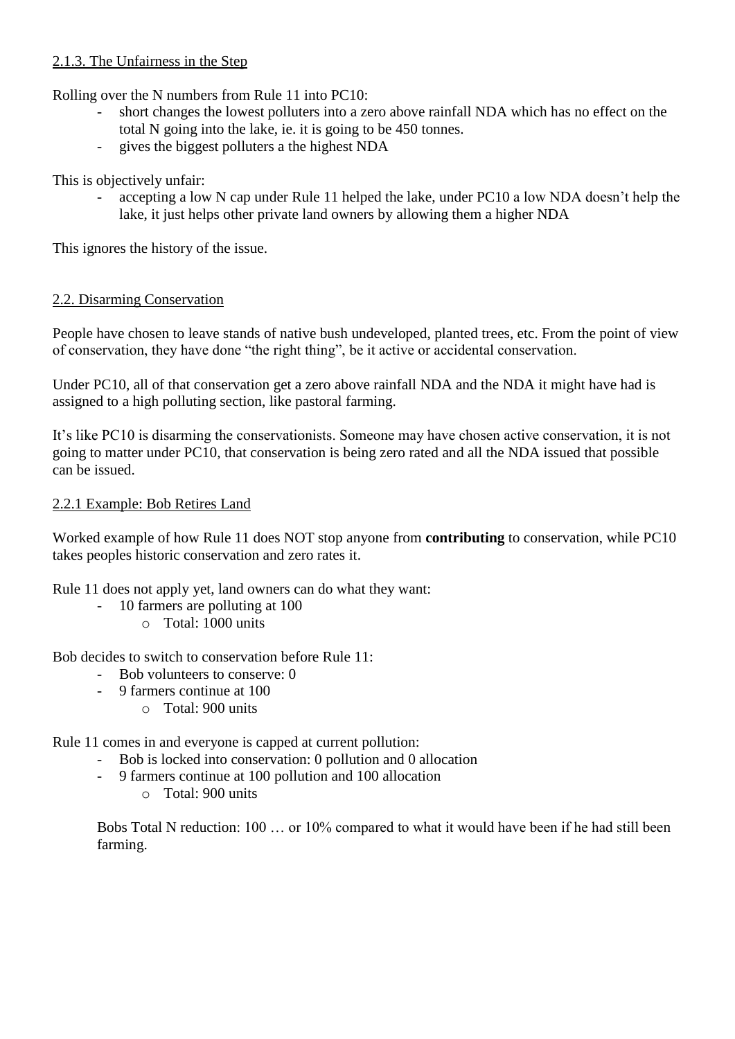### 2.1.3. The Unfairness in the Step

Rolling over the N numbers from Rule 11 into PC10:

- short changes the lowest polluters into a zero above rainfall NDA which has no effect on the total N going into the lake, ie. it is going to be 450 tonnes.
- gives the biggest polluters a the highest NDA

This is objectively unfair:

- accepting a low N cap under Rule 11 helped the lake, under PC10 a low NDA doesn't help the lake, it just helps other private land owners by allowing them a higher NDA

This ignores the history of the issue.

## 2.2. Disarming Conservation

People have chosen to leave stands of native bush undeveloped, planted trees, etc. From the point of view of conservation, they have done "the right thing", be it active or accidental conservation.

Under PC10, all of that conservation get a zero above rainfall NDA and the NDA it might have had is assigned to a high polluting section, like pastoral farming.

It's like PC10 is disarming the conservationists. Someone may have chosen active conservation, it is not going to matter under PC10, that conservation is being zero rated and all the NDA issued that possible can be issued.

### 2.2.1 Example: Bob Retires Land

Worked example of how Rule 11 does NOT stop anyone from **contributing** to conservation, while PC10 takes peoples historic conservation and zero rates it.

Rule 11 does not apply yet, land owners can do what they want:

- 10 farmers are polluting at 100
  - Total: 1000 units

Bob decides to switch to conservation before Rule 11:

- Bob volunteers to conserve: 0
- 9 farmers continue at 100
  - Total: 900 units

Rule 11 comes in and everyone is capped at current pollution:

- Bob is locked into conservation: 0 pollution and 0 allocation
- 9 farmers continue at 100 pollution and 100 allocation
  - Total: 900 units

Bobs Total N reduction: 100 … or 10% compared to what it would have been if he had still been farming.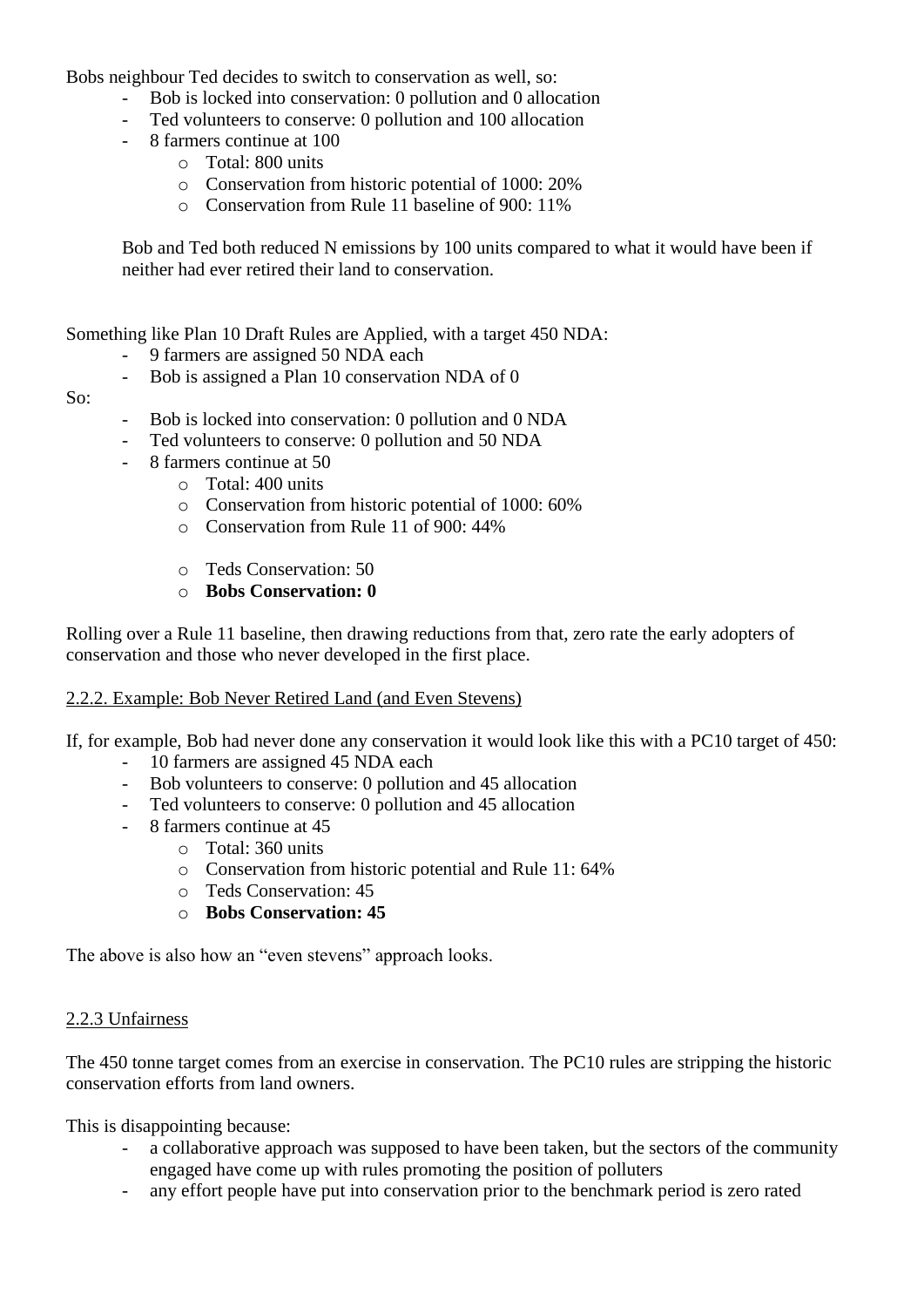Bobs neighbour Ted decides to switch to conservation as well, so:

- Bob is locked into conservation: 0 pollution and 0 allocation
- Ted volunteers to conserve: 0 pollution and 100 allocation
- 8 farmers continue at 100
    - Total: 800 units
    - Conservation from historic potential of 1000: 20%
    - Conservation from Rule 11 baseline of 900: 11%

Bob and Ted both reduced N emissions by 100 units compared to what it would have been if neither had ever retired their land to conservation.

Something like Plan 10 Draft Rules are Applied, with a target 450 NDA:

- 9 farmers are assigned 50 NDA each
- Bob is assigned a Plan 10 conservation NDA of 0

So:

- Bob is locked into conservation: 0 pollution and 0 NDA
- Ted volunteers to conserve: 0 pollution and 50 NDA
- 8 farmers continue at 50
    - Total: 400 units
    - Conservation from historic potential of 1000: 60%
    - Conservation from Rule 11 of 900: 44%

    - Teds Conservation: 50
    - **Bobs Conservation: 0**

Rolling over a Rule 11 baseline, then drawing reductions from that, zero rate the early adopters of conservation and those who never developed in the first place.

<u>2.2.2. Example: Bob Never Retired Land (and Even Stevens)</u>

If, for example, Bob had never done any conservation it would look like this with a PC10 target of 450:

- 10 farmers are assigned 45 NDA each
- Bob volunteers to conserve: 0 pollution and 45 allocation
- Ted volunteers to conserve: 0 pollution and 45 allocation
- 8 farmers continue at 45
    - Total: 360 units
    - Conservation from historic potential and Rule 11: 64%
    - Teds Conservation: 45
    - **Bobs Conservation: 45**

The above is also how an "even stevens" approach looks.

<u>2.2.3 Unfairness</u>

The 450 tonne target comes from an exercise in conservation. The PC10 rules are stripping the historic conservation efforts from land owners.

This is disappointing because:

- a collaborative approach was supposed to have been taken, but the sectors of the community engaged have come up with rules promoting the position of polluters
- any effort people have put into conservation prior to the benchmark period is zero rated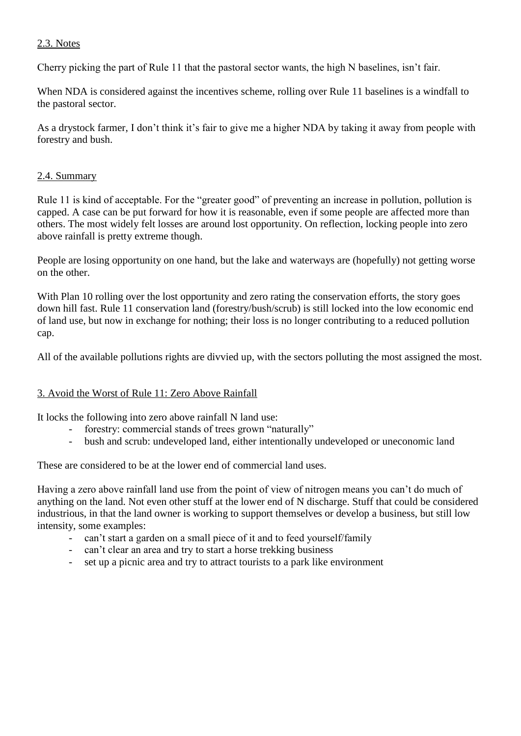## 2.3. Notes

Cherry picking the part of Rule 11 that the pastoral sector wants, the high N baselines, isn't fair.

When NDA is considered against the incentives scheme, rolling over Rule 11 baselines is a windfall to the pastoral sector.

As a drystock farmer, I don't think it's fair to give me a higher NDA by taking it away from people with forestry and bush.

## 2.4. Summary

Rule 11 is kind of acceptable. For the "greater good" of preventing an increase in pollution, pollution is capped. A case can be put forward for how it is reasonable, even if some people are affected more than others. The most widely felt losses are around lost opportunity. On reflection, locking people into zero above rainfall is pretty extreme though.

People are losing opportunity on one hand, but the lake and waterways are (hopefully) not getting worse on the other.

With Plan 10 rolling over the lost opportunity and zero rating the conservation efforts, the story goes down hill fast. Rule 11 conservation land (forestry/bush/scrub) is still locked into the low economic end of land use, but now in exchange for nothing; their loss is no longer contributing to a reduced pollution cap.

All of the available pollutions rights are divvied up, with the sectors polluting the most assigned the most.

# 3. Avoid the Worst of Rule 11: Zero Above Rainfall

It locks the following into zero above rainfall N land use:

- forestry: commercial stands of trees grown "naturally"
- bush and scrub: undeveloped land, either intentionally undeveloped or uneconomic land

These are considered to be at the lower end of commercial land uses.

Having a zero above rainfall land use from the point of view of nitrogen means you can't do much of anything on the land. Not even other stuff at the lower end of N discharge. Stuff that could be considered industrious, in that the land owner is working to support themselves or develop a business, but still low intensity, some examples:

- can't start a garden on a small piece of it and to feed yourself/family
- can't clear an area and try to start a horse trekking business
- set up a picnic area and try to attract tourists to a park like environment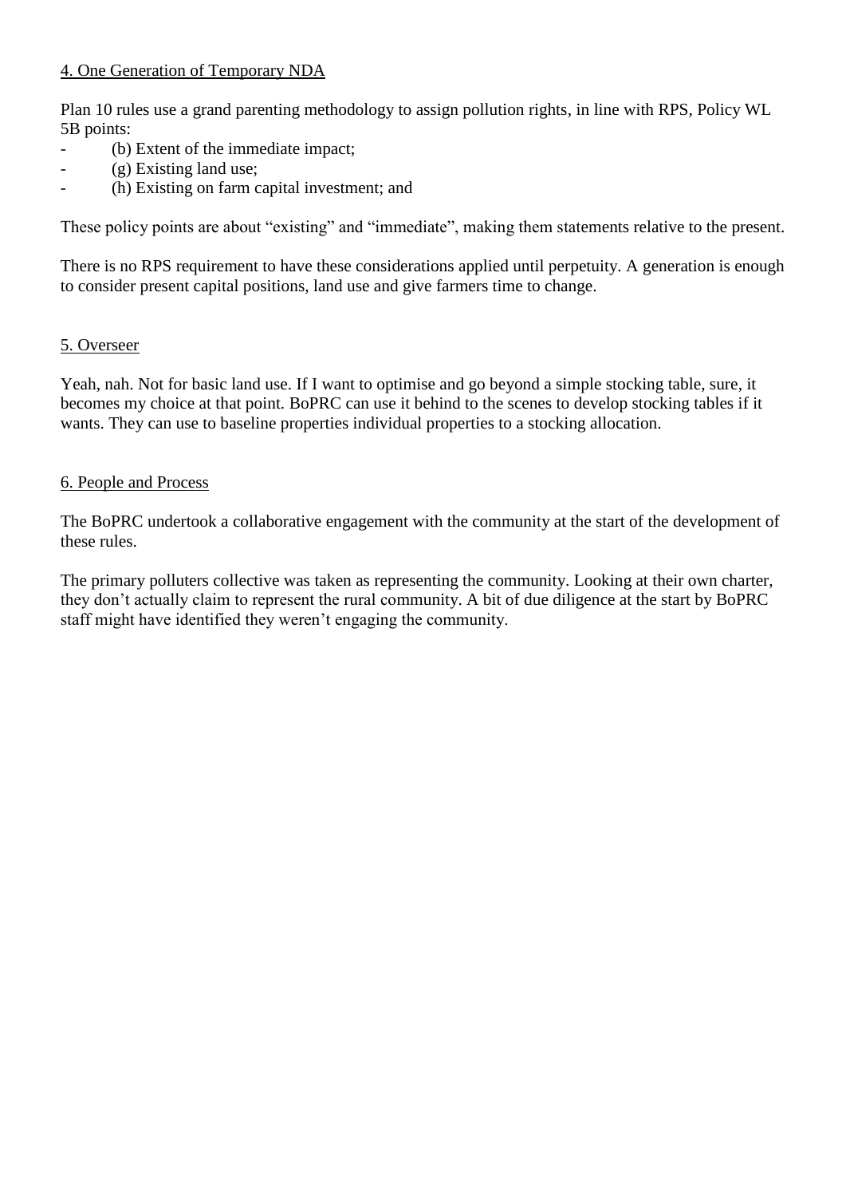4. One Generation of Temporary NDA

Plan 10 rules use a grand parenting methodology to assign pollution rights, in line with RPS, Policy WL 5B points:

- (b) Extent of the immediate impact;
- (g) Existing land use;
- (h) Existing on farm capital investment; and

These policy points are about "existing" and "immediate", making them statements relative to the present.

There is no RPS requirement to have these considerations applied until perpetuity. A generation is enough to consider present capital positions, land use and give farmers time to change.

5. Overseer

Yeah, nah. Not for basic land use. If I want to optimise and go beyond a simple stocking table, sure, it becomes my choice at that point. BoPRC can use it behind to the scenes to develop stocking tables if it wants. They can use to baseline properties individual properties to a stocking allocation.

6. People and Process

The BoPRC undertook a collaborative engagement with the community at the start of the development of these rules.

The primary polluters collective was taken as representing the community. Looking at their own charter, they don't actually claim to represent the rural community. A bit of due diligence at the start by BoPRC staff might have identified they weren't engaging the community.